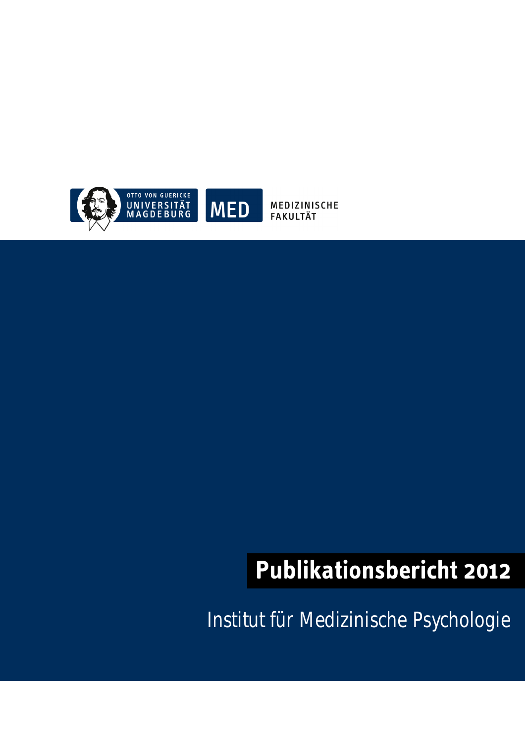OTTO VON GUERICKE
UNIVERSITÄT
MAGDEBURG

MED

MEDIZINISCHE
FAKULTÄT

# Publikationsbericht 2012

## Institut für Medizinische Psychologie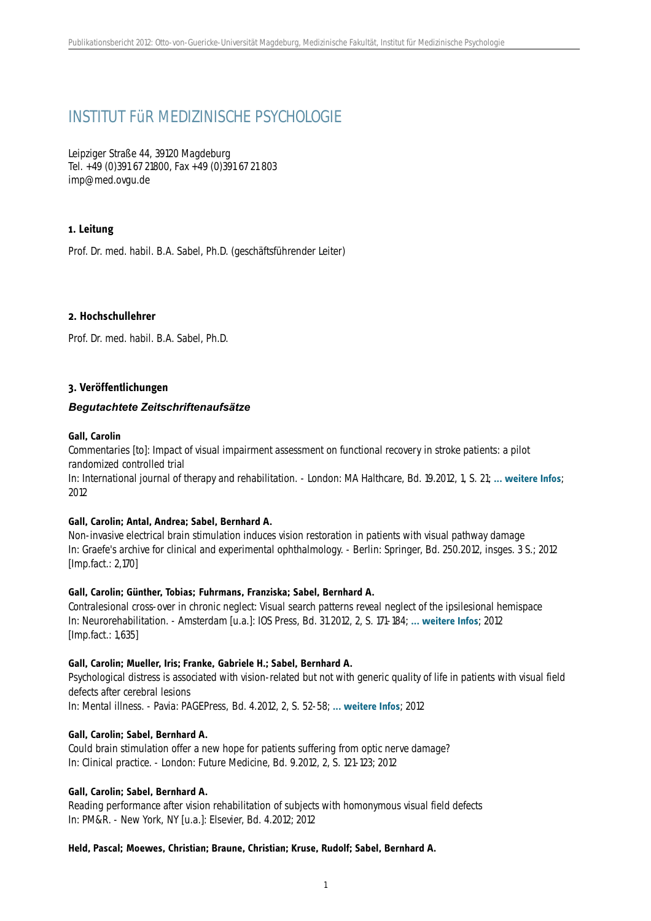# INSTITUT FüR MEDIZINISCHE PSYCHOLOGIE

Leipziger Straße 44, 39120 Magdeburg
Tel. +49 (0)391 67 21800, Fax +49 (0)391 67 21 803
imp@med.ovgu.de

### 1. Leitung

Prof. Dr. med. habil. B.A. Sabel, Ph.D. (geschäftsführender Leiter)

### 2. Hochschullehrer

Prof. Dr. med. habil. B.A. Sabel, Ph.D.

### 3. Veröffentlichungen

#### *Begutachtete Zeitschriftenaufsätze*

**Gall, Carolin**
Commentaries [to]: Impact of visual impairment assessment on functional recovery in stroke patients: a pilot randomized controlled trial
In: International journal of therapy and rehabilitation. - London: MA Halthcare, Bd. 19.2012, 1, S. 21; **... weitere Infos**; 2012

**Gall, Carolin; Antal, Andrea; Sabel, Bernhard A.**
Non-invasive electrical brain stimulation induces vision restoration in patients with visual pathway damage
In: Graefe's archive for clinical and experimental ophthalmology. - Berlin: Springer, Bd. 250.2012, insges. 3 S.; 2012
[Imp.fact.: 2,170]

**Gall, Carolin; Günther, Tobias; Fuhrmans, Franziska; Sabel, Bernhard A.**
Contralesional cross-over in chronic neglect: Visual search patterns reveal neglect of the ipsilesional hemispace
In: Neurorehabilitation. - Amsterdam [u.a.]: IOS Press, Bd. 31.2012, 2, S. 171-184; **... weitere Infos**; 2012
[Imp.fact.: 1,635]

**Gall, Carolin; Mueller, Iris; Franke, Gabriele H.; Sabel, Bernhard A.**
Psychological distress is associated with vision-related but not with generic quality of life in patients with visual field defects after cerebral lesions
In: Mental illness. - Pavia: PAGEPress, Bd. 4.2012, 2, S. 52-58; **... weitere Infos**; 2012

**Gall, Carolin; Sabel, Bernhard A.**
Could brain stimulation offer a new hope for patients suffering from optic nerve damage?
In: Clinical practice. - London: Future Medicine, Bd. 9.2012, 2, S. 121-123; 2012

**Gall, Carolin; Sabel, Bernhard A.**
Reading performance after vision rehabilitation of subjects with homonymous visual field defects
In: PM&R. - New York, NY [u.a.]: Elsevier, Bd. 4.2012; 2012

**Held, Pascal; Moewes, Christian; Braune, Christian; Kruse, Rudolf; Sabel, Bernhard A.**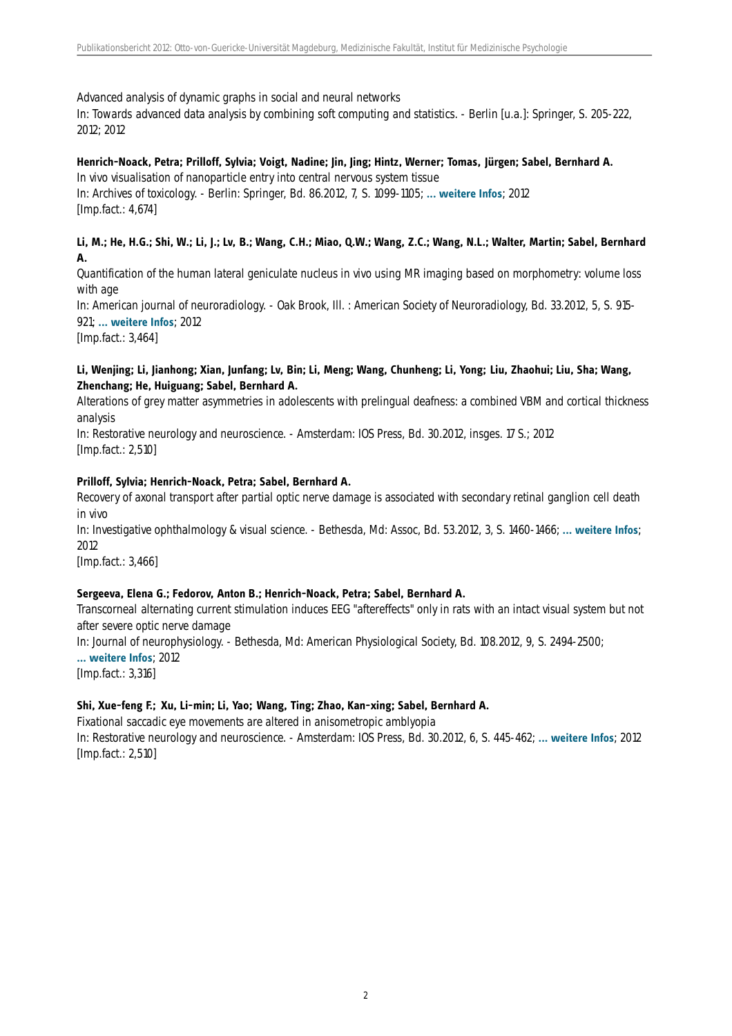Advanced analysis of dynamic graphs in social and neural networks
In: Towards advanced data analysis by combining soft computing and statistics. - Berlin [u.a.]: Springer, S. 205-222, 2012; 2012

**Henrich-Noack, Petra; Prilloff, Sylvia; Voigt, Nadine; Jin, Jing; Hintz, Werner; Tomas, Jürgen; Sabel, Bernhard A.**
In vivo visualisation of nanoparticle entry into central nervous system tissue
In: Archives of toxicology. - Berlin: Springer, Bd. 86.2012, 7, S. 1099-1105; **... weitere Infos**; 2012
[Imp.fact.: 4,674]

**Li, M.; He, H.G.; Shi, W.; Li, J.; Lv, B.; Wang, C.H.; Miao, Q.W.; Wang, Z.C.; Wang, N.L.; Walter, Martin; Sabel, Bernhard A.**
Quantification of the human lateral geniculate nucleus in vivo using MR imaging based on morphometry: volume loss with age
In: American journal of neuroradiology. - Oak Brook, Ill. : American Society of Neuroradiology, Bd. 33.2012, 5, S. 915-921; **... weitere Infos**; 2012
[Imp.fact.: 3,464]

**Li, Wenjing; Li, Jianhong; Xian, Junfang; Lv, Bin; Li, Meng; Wang, Chunheng; Li, Yong; Liu, Zhaohui; Liu, Sha; Wang, Zhenchang; He, Huiguang; Sabel, Bernhard A.**
Alterations of grey matter asymmetries in adolescents with prelingual deafness: a combined VBM and cortical thickness analysis
In: Restorative neurology and neuroscience. - Amsterdam: IOS Press, Bd. 30.2012, insges. 17 S.; 2012
[Imp.fact.: 2,510]

**Prilloff, Sylvia; Henrich-Noack, Petra; Sabel, Bernhard A.**
Recovery of axonal transport after partial optic nerve damage is associated with secondary retinal ganglion cell death in vivo
In: Investigative ophthalmology & visual science. - Bethesda, Md: Assoc, Bd. 53.2012, 3, S. 1460-1466; **... weitere Infos**; 2012
[Imp.fact.: 3,466]

**Sergeeva, Elena G.; Fedorov, Anton B.; Henrich-Noack, Petra; Sabel, Bernhard A.**
Transcorneal alternating current stimulation induces EEG "aftereffects" only in rats with an intact visual system but not after severe optic nerve damage
In: Journal of neurophysiology. - Bethesda, Md: American Physiological Society, Bd. 108.2012, 9, S. 2494-2500; **... weitere Infos**; 2012
[Imp.fact.: 3,316]

**Shi, Xue-feng F.; Xu, Li-min; Li, Yao; Wang, Ting; Zhao, Kan-xing; Sabel, Bernhard A.**
Fixational saccadic eye movements are altered in anisometropic amblyopia
In: Restorative neurology and neuroscience. - Amsterdam: IOS Press, Bd. 30.2012, 6, S. 445-462; **... weitere Infos**; 2012
[Imp.fact.: 2,510]